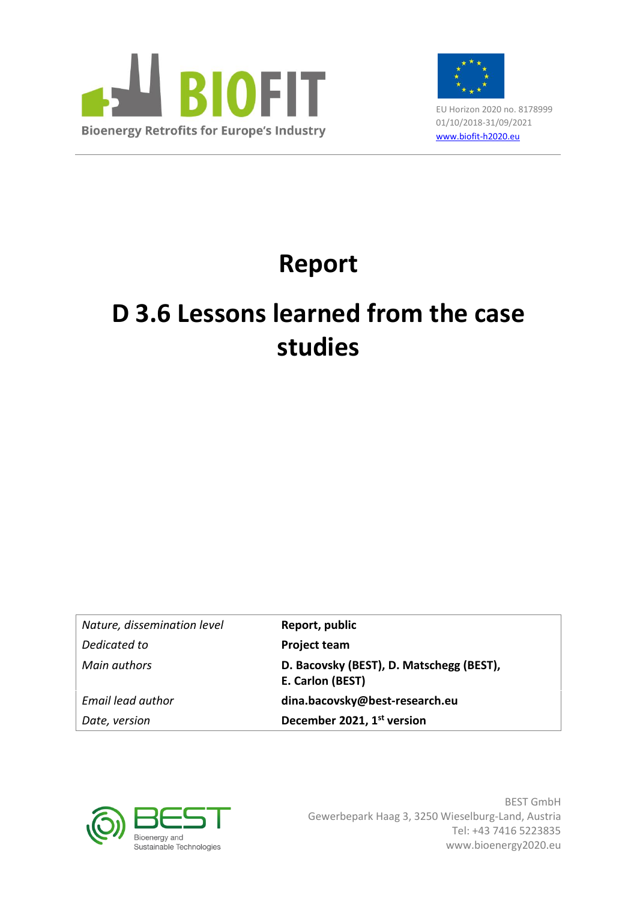BIOFIT

Bioenergy Retrofits for Europe's Industry

EU Horizon 2020 no. 8178999
01/10/2018-31/09/2021
www.biofit-h2020.eu

# Report

# D 3.6 Lessons learned from the case studies

| | |
|---|---|
| *Nature, dissemination level* | **Report, public** |
| *Dedicated to* | **Project team** |
| *Main authors* | **D. Bacovsky (BEST), D. Matschegg (BEST), E. Carlon (BEST)** |
| *Email lead author* | **dina.bacovsky@best-research.eu** |
| *Date, version* | **December 2021, 1st version** |

BEST Bioenergy and Sustainable Technologies

BEST GmbH
Gewerbepark Haag 3, 3250 Wieselburg-Land, Austria
Tel: +43 7416 5223835
www.bioenergy2020.eu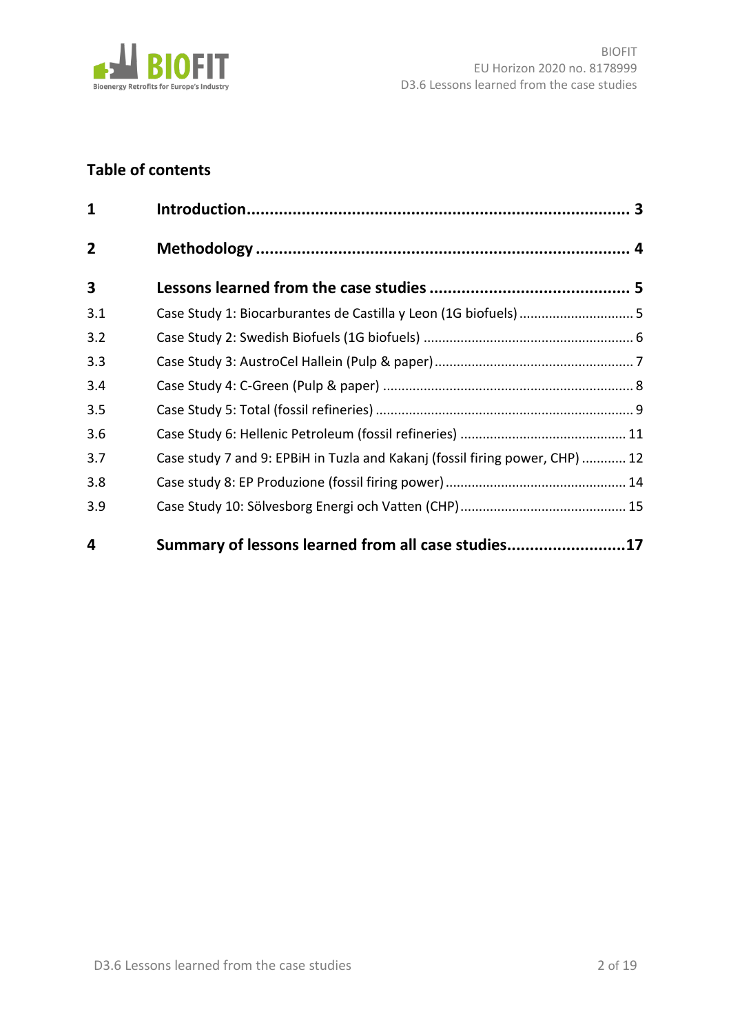## Table of contents

| | | |
|---|---|---|
| **1** | **Introduction** | **3** |
| **2** | **Methodology** | **4** |
| **3** | **Lessons learned from the case studies** | **5** |
| 3.1 | Case Study 1: Biocarburantes de Castilla y Leon (1G biofuels) | 5 |
| 3.2 | Case Study 2: Swedish Biofuels (1G biofuels) | 6 |
| 3.3 | Case Study 3: AustroCel Hallein (Pulp & paper) | 7 |
| 3.4 | Case Study 4: C-Green (Pulp & paper) | 8 |
| 3.5 | Case Study 5: Total (fossil refineries) | 9 |
| 3.6 | Case Study 6: Hellenic Petroleum (fossil refineries) | 11 |
| 3.7 | Case study 7 and 9: EPBiH in Tuzla and Kakanj (fossil firing power, CHP) | 12 |
| 3.8 | Case study 8: EP Produzione (fossil firing power) | 14 |
| 3.9 | Case Study 10: Sölvesborg Energi och Vatten (CHP) | 15 |
| **4** | **Summary of lessons learned from all case studies** | **17** |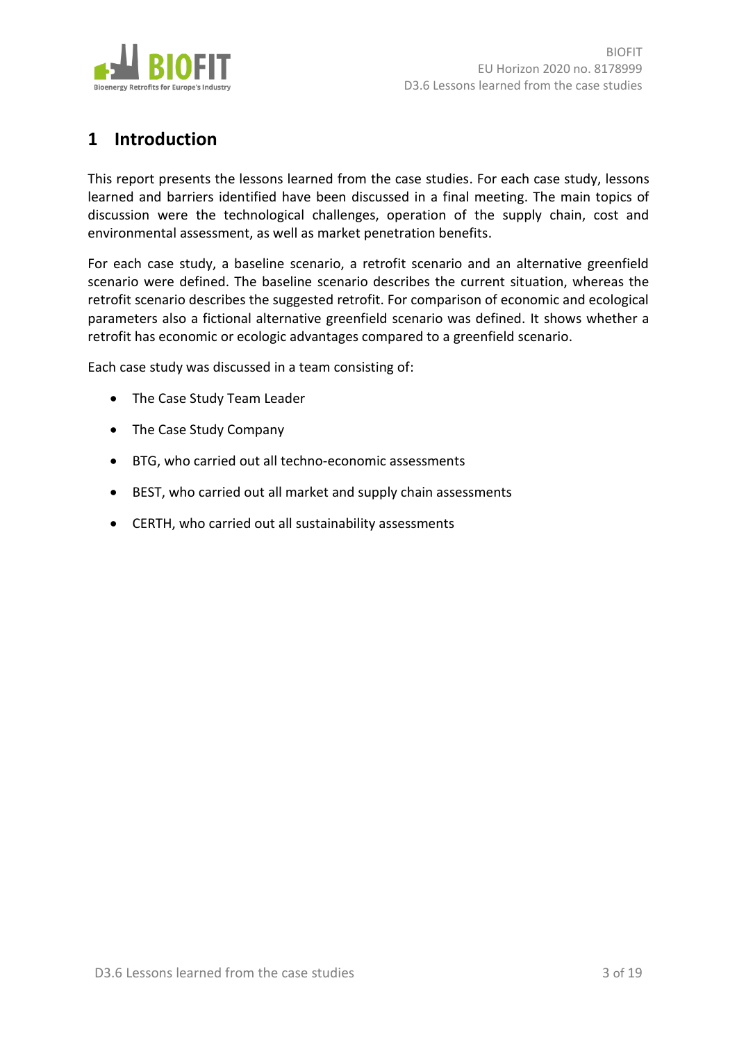# 1 Introduction

This report presents the lessons learned from the case studies. For each case study, lessons learned and barriers identified have been discussed in a final meeting. The main topics of discussion were the technological challenges, operation of the supply chain, cost and environmental assessment, as well as market penetration benefits.

For each case study, a baseline scenario, a retrofit scenario and an alternative greenfield scenario were defined. The baseline scenario describes the current situation, whereas the retrofit scenario describes the suggested retrofit. For comparison of economic and ecological parameters also a fictional alternative greenfield scenario was defined. It shows whether a retrofit has economic or ecologic advantages compared to a greenfield scenario.

Each case study was discussed in a team consisting of:

- The Case Study Team Leader
- The Case Study Company
- BTG, who carried out all techno-economic assessments
- BEST, who carried out all market and supply chain assessments
- CERTH, who carried out all sustainability assessments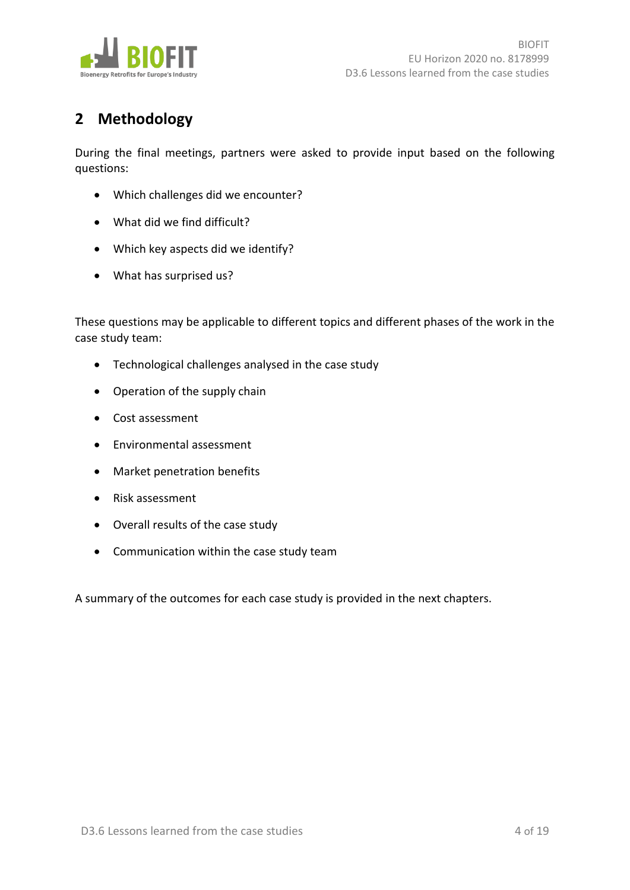## 2 Methodology

During the final meetings, partners were asked to provide input based on the following questions:

- Which challenges did we encounter?
- What did we find difficult?
- Which key aspects did we identify?
- What has surprised us?

These questions may be applicable to different topics and different phases of the work in the case study team:

- Technological challenges analysed in the case study
- Operation of the supply chain
- Cost assessment
- Environmental assessment
- Market penetration benefits
- Risk assessment
- Overall results of the case study
- Communication within the case study team

A summary of the outcomes for each case study is provided in the next chapters.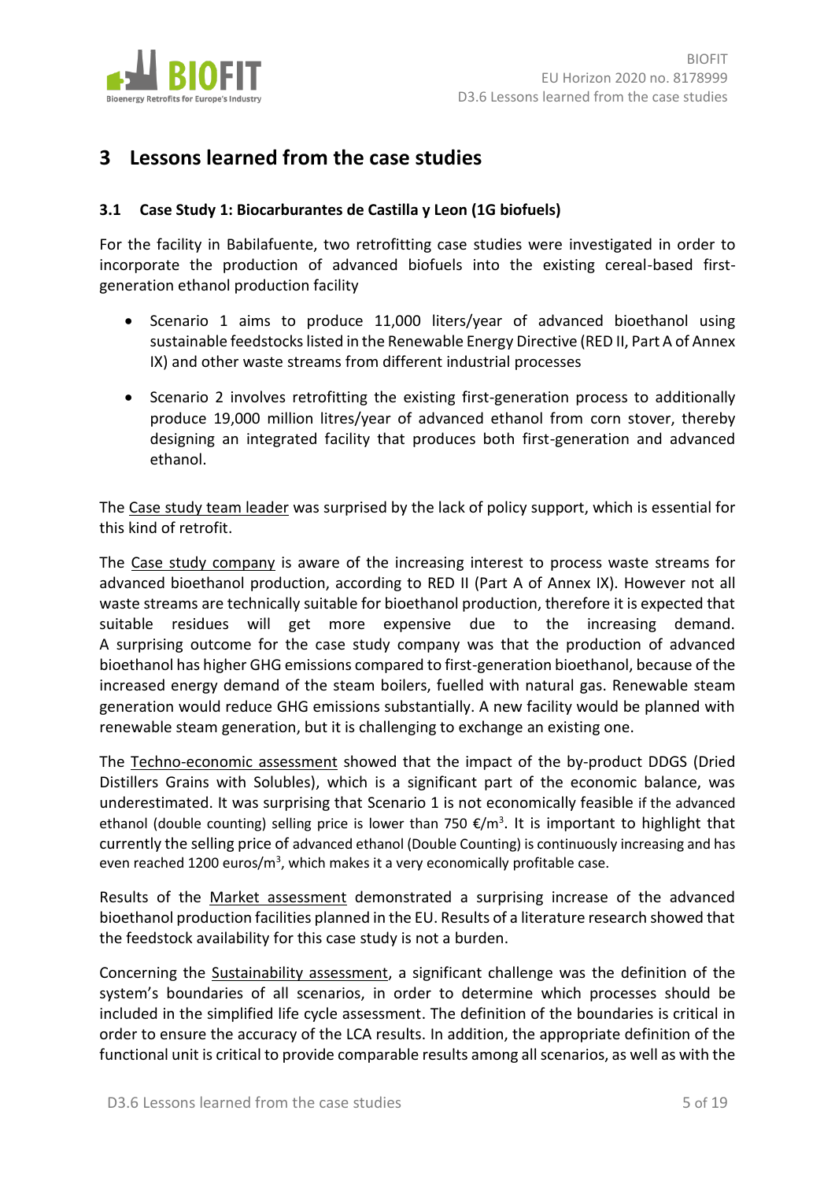# 3 Lessons learned from the case studies

## 3.1 Case Study 1: Biocarburantes de Castilla y Leon (1G biofuels)

For the facility in Babilafuente, two retrofitting case studies were investigated in order to incorporate the production of advanced biofuels into the existing cereal-based first-generation ethanol production facility

- Scenario 1 aims to produce 11,000 liters/year of advanced bioethanol using sustainable feedstocks listed in the Renewable Energy Directive (RED II, Part A of Annex IX) and other waste streams from different industrial processes
- Scenario 2 involves retrofitting the existing first-generation process to additionally produce 19,000 million litres/year of advanced ethanol from corn stover, thereby designing an integrated facility that produces both first-generation and advanced ethanol.

The Case study team leader was surprised by the lack of policy support, which is essential for this kind of retrofit.

The Case study company is aware of the increasing interest to process waste streams for advanced bioethanol production, according to RED II (Part A of Annex IX). However not all waste streams are technically suitable for bioethanol production, therefore it is expected that suitable residues will get more expensive due to the increasing demand. A surprising outcome for the case study company was that the production of advanced bioethanol has higher GHG emissions compared to first-generation bioethanol, because of the increased energy demand of the steam boilers, fuelled with natural gas. Renewable steam generation would reduce GHG emissions substantially. A new facility would be planned with renewable steam generation, but it is challenging to exchange an existing one.

The Techno-economic assessment showed that the impact of the by-product DDGS (Dried Distillers Grains with Solubles), which is a significant part of the economic balance, was underestimated. It was surprising that Scenario 1 is not economically feasible if the advanced ethanol (double counting) selling price is lower than 750 €/m$^3$. It is important to highlight that currently the selling price of advanced ethanol (Double Counting) is continuously increasing and has even reached 1200 euros/m$^3$, which makes it a very economically profitable case.

Results of the Market assessment demonstrated a surprising increase of the advanced bioethanol production facilities planned in the EU. Results of a literature research showed that the feedstock availability for this case study is not a burden.

Concerning the Sustainability assessment, a significant challenge was the definition of the system's boundaries of all scenarios, in order to determine which processes should be included in the simplified life cycle assessment. The definition of the boundaries is critical in order to ensure the accuracy of the LCA results. In addition, the appropriate definition of the functional unit is critical to provide comparable results among all scenarios, as well as with the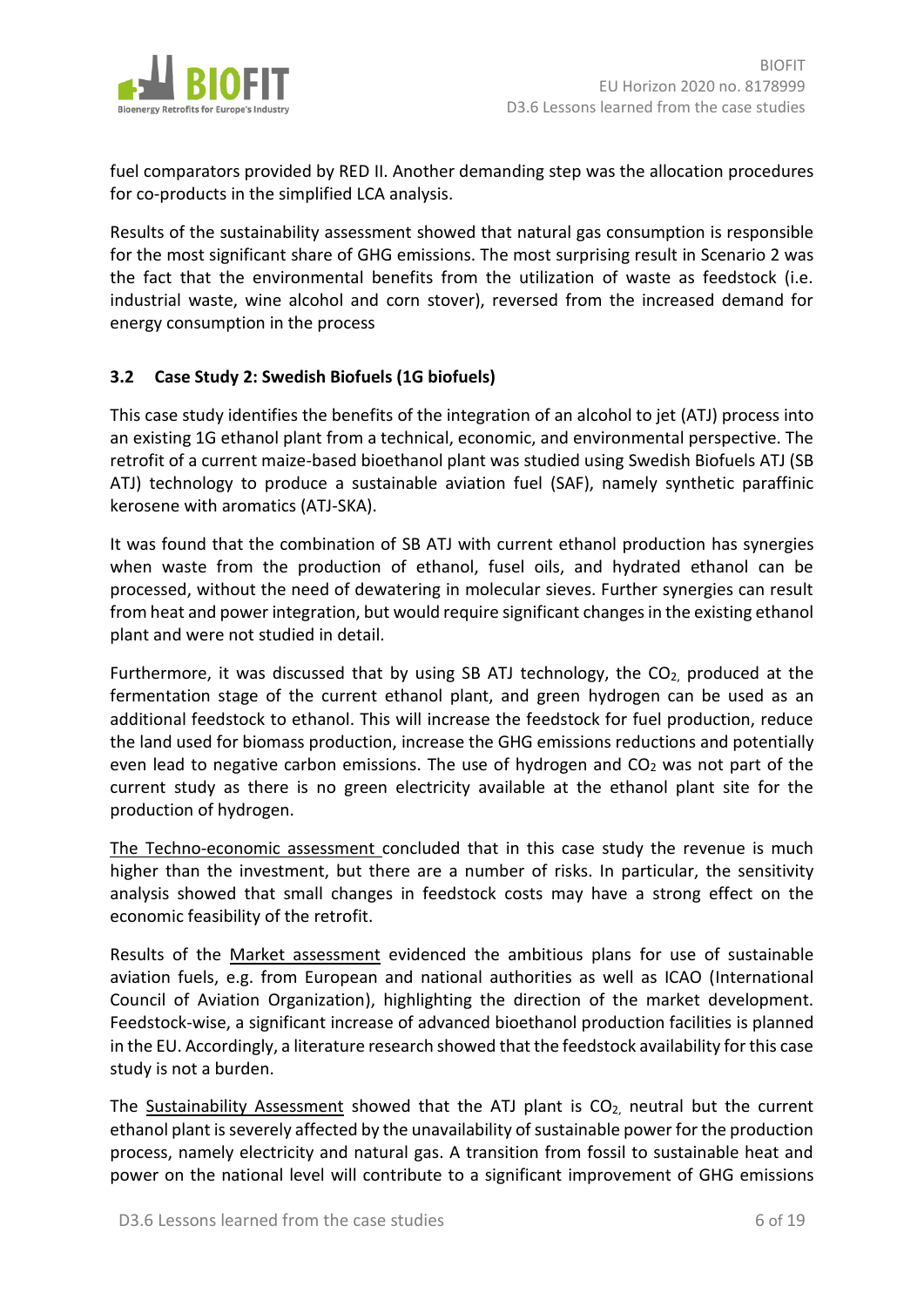fuel comparators provided by RED II. Another demanding step was the allocation procedures for co-products in the simplified LCA analysis.

Results of the sustainability assessment showed that natural gas consumption is responsible for the most significant share of GHG emissions. The most surprising result in Scenario 2 was the fact that the environmental benefits from the utilization of waste as feedstock (i.e. industrial waste, wine alcohol and corn stover), reversed from the increased demand for energy consumption in the process

### 3.2 Case Study 2: Swedish Biofuels (1G biofuels)

This case study identifies the benefits of the integration of an alcohol to jet (ATJ) process into an existing 1G ethanol plant from a technical, economic, and environmental perspective. The retrofit of a current maize-based bioethanol plant was studied using Swedish Biofuels ATJ (SB ATJ) technology to produce a sustainable aviation fuel (SAF), namely synthetic paraffinic kerosene with aromatics (ATJ-SKA).

It was found that the combination of SB ATJ with current ethanol production has synergies when waste from the production of ethanol, fusel oils, and hydrated ethanol can be processed, without the need of dewatering in molecular sieves. Further synergies can result from heat and power integration, but would require significant changes in the existing ethanol plant and were not studied in detail.

Furthermore, it was discussed that by using SB ATJ technology, the $CO_2$, produced at the fermentation stage of the current ethanol plant, and green hydrogen can be used as an additional feedstock to ethanol. This will increase the feedstock for fuel production, reduce the land used for biomass production, increase the GHG emissions reductions and potentially even lead to negative carbon emissions. The use of hydrogen and $CO_2$ was not part of the current study as there is no green electricity available at the ethanol plant site for the production of hydrogen.

The Techno-economic assessment concluded that in this case study the revenue is much higher than the investment, but there are a number of risks. In particular, the sensitivity analysis showed that small changes in feedstock costs may have a strong effect on the economic feasibility of the retrofit.

Results of the Market assessment evidenced the ambitious plans for use of sustainable aviation fuels, e.g. from European and national authorities as well as ICAO (International Council of Aviation Organization), highlighting the direction of the market development. Feedstock-wise, a significant increase of advanced bioethanol production facilities is planned in the EU. Accordingly, a literature research showed that the feedstock availability for this case study is not a burden.

The Sustainability Assessment showed that the ATJ plant is $CO_2$, neutral but the current ethanol plant is severely affected by the unavailability of sustainable power for the production process, namely electricity and natural gas. A transition from fossil to sustainable heat and power on the national level will contribute to a significant improvement of GHG emissions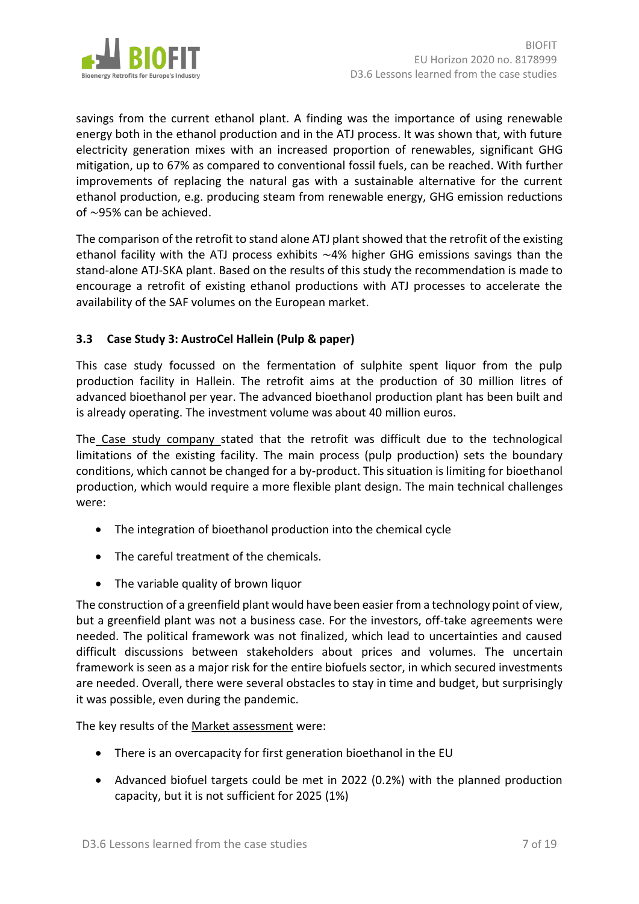savings from the current ethanol plant. A finding was the importance of using renewable energy both in the ethanol production and in the ATJ process. It was shown that, with future electricity generation mixes with an increased proportion of renewables, significant GHG mitigation, up to 67% as compared to conventional fossil fuels, can be reached. With further improvements of replacing the natural gas with a sustainable alternative for the current ethanol production, e.g. producing steam from renewable energy, GHG emission reductions of ~95% can be achieved.

The comparison of the retrofit to stand alone ATJ plant showed that the retrofit of the existing ethanol facility with the ATJ process exhibits ~4% higher GHG emissions savings than the stand-alone ATJ-SKA plant. Based on the results of this study the recommendation is made to encourage a retrofit of existing ethanol productions with ATJ processes to accelerate the availability of the SAF volumes on the European market.

## 3.3 Case Study 3: AustroCel Hallein (Pulp & paper)

This case study focussed on the fermentation of sulphite spent liquor from the pulp production facility in Hallein. The retrofit aims at the production of 30 million litres of advanced bioethanol per year. The advanced bioethanol production plant has been built and is already operating. The investment volume was about 40 million euros.

The Case study company stated that the retrofit was difficult due to the technological limitations of the existing facility. The main process (pulp production) sets the boundary conditions, which cannot be changed for a by-product. This situation is limiting for bioethanol production, which would require a more flexible plant design. The main technical challenges were:

- The integration of bioethanol production into the chemical cycle
- The careful treatment of the chemicals.
- The variable quality of brown liquor

The construction of a greenfield plant would have been easier from a technology point of view, but a greenfield plant was not a business case. For the investors, off-take agreements were needed. The political framework was not finalized, which lead to uncertainties and caused difficult discussions between stakeholders about prices and volumes. The uncertain framework is seen as a major risk for the entire biofuels sector, in which secured investments are needed. Overall, there were several obstacles to stay in time and budget, but surprisingly it was possible, even during the pandemic.

The key results of the Market assessment were:

- There is an overcapacity for first generation bioethanol in the EU
- Advanced biofuel targets could be met in 2022 (0.2%) with the planned production capacity, but it is not sufficient for 2025 (1%)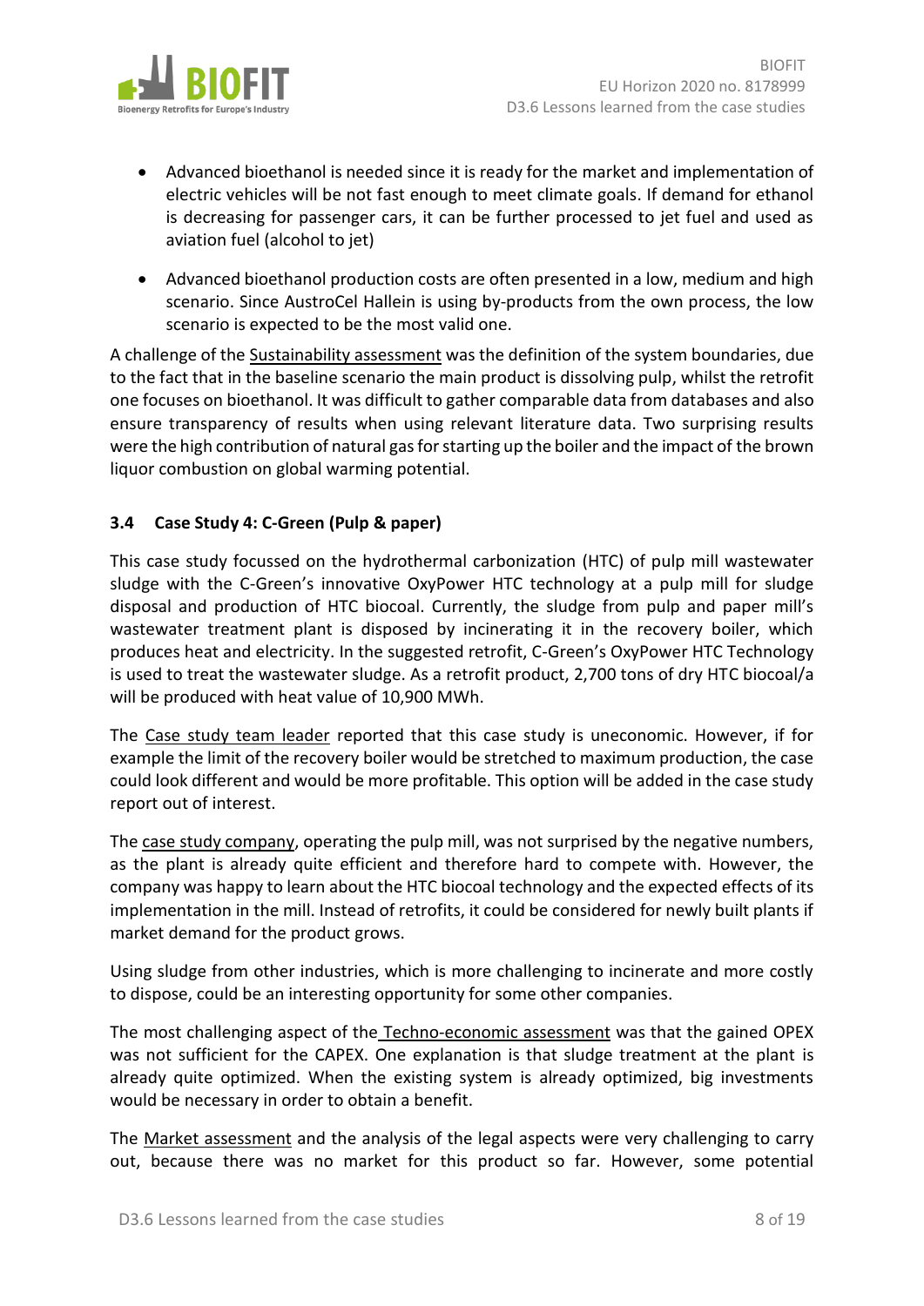- Advanced bioethanol is needed since it is ready for the market and implementation of electric vehicles will be not fast enough to meet climate goals. If demand for ethanol is decreasing for passenger cars, it can be further processed to jet fuel and used as aviation fuel (alcohol to jet)
- Advanced bioethanol production costs are often presented in a low, medium and high scenario. Since AustroCel Hallein is using by-products from the own process, the low scenario is expected to be the most valid one.

A challenge of the Sustainability assessment was the definition of the system boundaries, due to the fact that in the baseline scenario the main product is dissolving pulp, whilst the retrofit one focuses on bioethanol. It was difficult to gather comparable data from databases and also ensure transparency of results when using relevant literature data. Two surprising results were the high contribution of natural gas for starting up the boiler and the impact of the brown liquor combustion on global warming potential.

### 3.4 Case Study 4: C-Green (Pulp & paper)

This case study focussed on the hydrothermal carbonization (HTC) of pulp mill wastewater sludge with the C-Green's innovative OxyPower HTC technology at a pulp mill for sludge disposal and production of HTC biocoal. Currently, the sludge from pulp and paper mill's wastewater treatment plant is disposed by incinerating it in the recovery boiler, which produces heat and electricity. In the suggested retrofit, C-Green's OxyPower HTC Technology is used to treat the wastewater sludge. As a retrofit product, 2,700 tons of dry HTC biocoal/a will be produced with heat value of 10,900 MWh.

The Case study team leader reported that this case study is uneconomic. However, if for example the limit of the recovery boiler would be stretched to maximum production, the case could look different and would be more profitable. This option will be added in the case study report out of interest.

The case study company, operating the pulp mill, was not surprised by the negative numbers, as the plant is already quite efficient and therefore hard to compete with. However, the company was happy to learn about the HTC biocoal technology and the expected effects of its implementation in the mill. Instead of retrofits, it could be considered for newly built plants if market demand for the product grows.

Using sludge from other industries, which is more challenging to incinerate and more costly to dispose, could be an interesting opportunity for some other companies.

The most challenging aspect of the Techno-economic assessment was that the gained OPEX was not sufficient for the CAPEX. One explanation is that sludge treatment at the plant is already quite optimized. When the existing system is already optimized, big investments would be necessary in order to obtain a benefit.

The Market assessment and the analysis of the legal aspects were very challenging to carry out, because there was no market for this product so far. However, some potential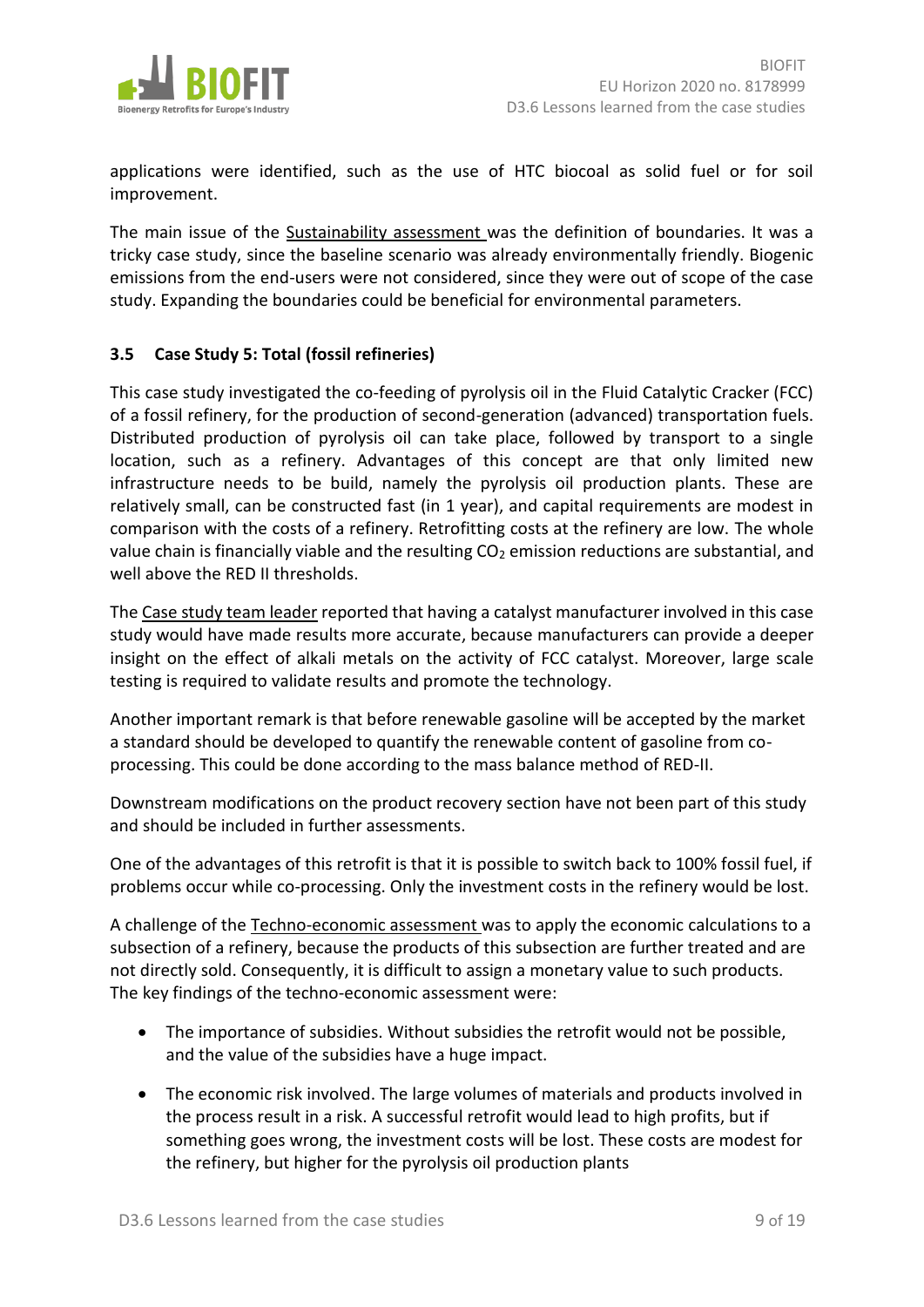applications were identified, such as the use of HTC biocoal as solid fuel or for soil improvement.

The main issue of the Sustainability assessment was the definition of boundaries. It was a tricky case study, since the baseline scenario was already environmentally friendly. Biogenic emissions from the end-users were not considered, since they were out of scope of the case study. Expanding the boundaries could be beneficial for environmental parameters.

### 3.5 Case Study 5: Total (fossil refineries)

This case study investigated the co-feeding of pyrolysis oil in the Fluid Catalytic Cracker (FCC) of a fossil refinery, for the production of second-generation (advanced) transportation fuels. Distributed production of pyrolysis oil can take place, followed by transport to a single location, such as a refinery. Advantages of this concept are that only limited new infrastructure needs to be build, namely the pyrolysis oil production plants. These are relatively small, can be constructed fast (in 1 year), and capital requirements are modest in comparison with the costs of a refinery. Retrofitting costs at the refinery are low. The whole value chain is financially viable and the resulting $CO_2$ emission reductions are substantial, and well above the RED II thresholds.

The Case study team leader reported that having a catalyst manufacturer involved in this case study would have made results more accurate, because manufacturers can provide a deeper insight on the effect of alkali metals on the activity of FCC catalyst. Moreover, large scale testing is required to validate results and promote the technology.

Another important remark is that before renewable gasoline will be accepted by the market a standard should be developed to quantify the renewable content of gasoline from co-processing. This could be done according to the mass balance method of RED-II.

Downstream modifications on the product recovery section have not been part of this study and should be included in further assessments.

One of the advantages of this retrofit is that it is possible to switch back to 100% fossil fuel, if problems occur while co-processing. Only the investment costs in the refinery would be lost.

A challenge of the Techno-economic assessment was to apply the economic calculations to a subsection of a refinery, because the products of this subsection are further treated and are not directly sold. Consequently, it is difficult to assign a monetary value to such products. The key findings of the techno-economic assessment were:

- The importance of subsidies. Without subsidies the retrofit would not be possible, and the value of the subsidies have a huge impact.
- The economic risk involved. The large volumes of materials and products involved in the process result in a risk. A successful retrofit would lead to high profits, but if something goes wrong, the investment costs will be lost. These costs are modest for the refinery, but higher for the pyrolysis oil production plants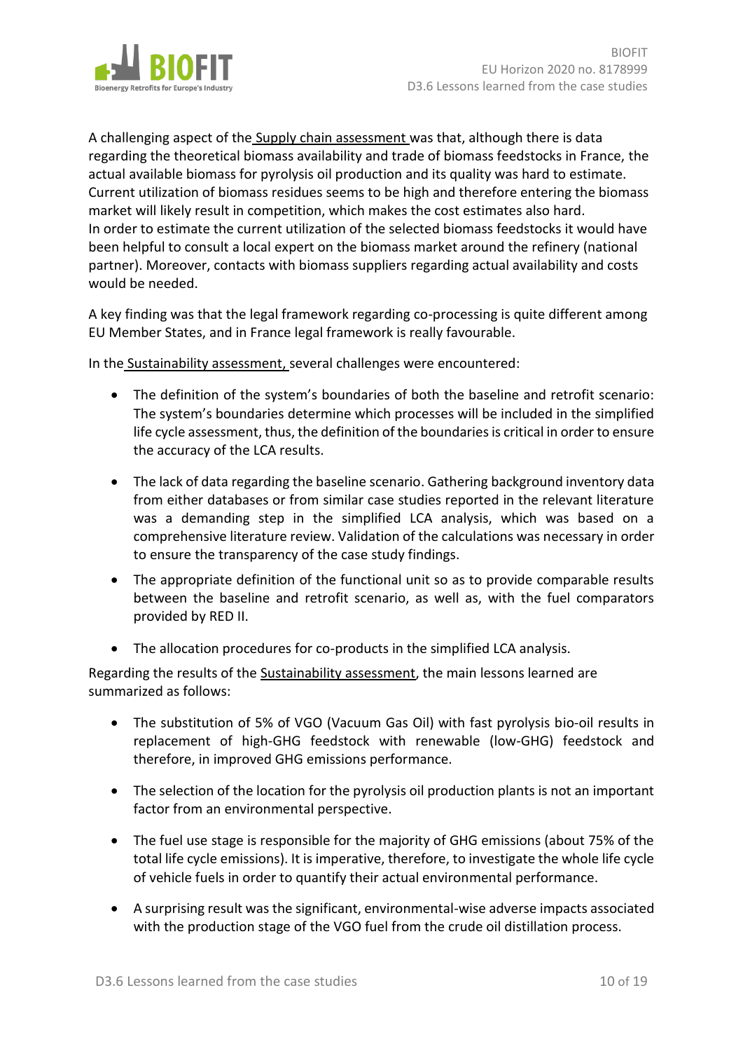A challenging aspect of the Supply chain assessment was that, although there is data regarding the theoretical biomass availability and trade of biomass feedstocks in France, the actual available biomass for pyrolysis oil production and its quality was hard to estimate. Current utilization of biomass residues seems to be high and therefore entering the biomass market will likely result in competition, which makes the cost estimates also hard.
In order to estimate the current utilization of the selected biomass feedstocks it would have been helpful to consult a local expert on the biomass market around the refinery (national partner). Moreover, contacts with biomass suppliers regarding actual availability and costs would be needed.

A key finding was that the legal framework regarding co-processing is quite different among EU Member States, and in France legal framework is really favourable.

In the Sustainability assessment, several challenges were encountered:

- The definition of the system's boundaries of both the baseline and retrofit scenario: The system's boundaries determine which processes will be included in the simplified life cycle assessment, thus, the definition of the boundaries is critical in order to ensure the accuracy of the LCA results.
- The lack of data regarding the baseline scenario. Gathering background inventory data from either databases or from similar case studies reported in the relevant literature was a demanding step in the simplified LCA analysis, which was based on a comprehensive literature review. Validation of the calculations was necessary in order to ensure the transparency of the case study findings.
- The appropriate definition of the functional unit so as to provide comparable results between the baseline and retrofit scenario, as well as, with the fuel comparators provided by RED II.
- The allocation procedures for co-products in the simplified LCA analysis.

Regarding the results of the Sustainability assessment, the main lessons learned are summarized as follows:

- The substitution of 5% of VGO (Vacuum Gas Oil) with fast pyrolysis bio-oil results in replacement of high-GHG feedstock with renewable (low-GHG) feedstock and therefore, in improved GHG emissions performance.
- The selection of the location for the pyrolysis oil production plants is not an important factor from an environmental perspective.
- The fuel use stage is responsible for the majority of GHG emissions (about 75% of the total life cycle emissions). It is imperative, therefore, to investigate the whole life cycle of vehicle fuels in order to quantify their actual environmental performance.
- A surprising result was the significant, environmental-wise adverse impacts associated with the production stage of the VGO fuel from the crude oil distillation process.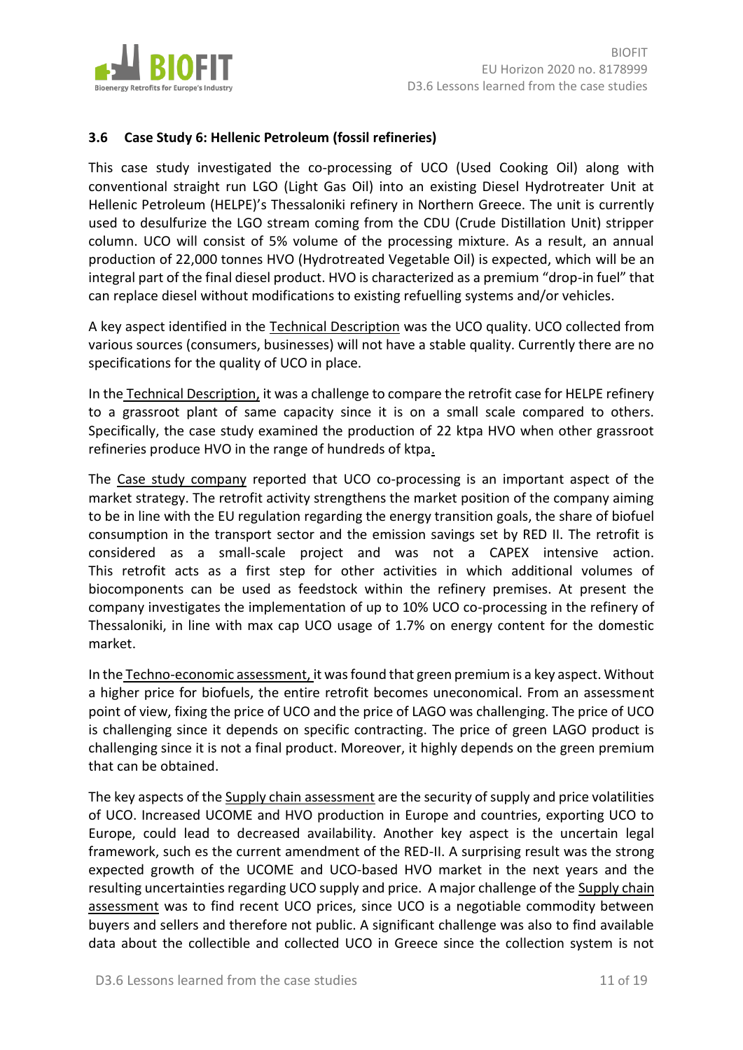### 3.6 Case Study 6: Hellenic Petroleum (fossil refineries)

This case study investigated the co-processing of UCO (Used Cooking Oil) along with conventional straight run LGO (Light Gas Oil) into an existing Diesel Hydrotreater Unit at Hellenic Petroleum (HELPE)'s Thessaloniki refinery in Northern Greece. The unit is currently used to desulfurize the LGO stream coming from the CDU (Crude Distillation Unit) stripper column. UCO will consist of 5% volume of the processing mixture. As a result, an annual production of 22,000 tonnes HVO (Hydrotreated Vegetable Oil) is expected, which will be an integral part of the final diesel product. HVO is characterized as a premium "drop-in fuel" that can replace diesel without modifications to existing refuelling systems and/or vehicles.

A key aspect identified in the Technical Description was the UCO quality. UCO collected from various sources (consumers, businesses) will not have a stable quality. Currently there are no specifications for the quality of UCO in place.

In the Technical Description, it was a challenge to compare the retrofit case for HELPE refinery to a grassroot plant of same capacity since it is on a small scale compared to others. Specifically, the case study examined the production of 22 ktpa HVO when other grassroot refineries produce HVO in the range of hundreds of ktpa.

The Case study company reported that UCO co-processing is an important aspect of the market strategy. The retrofit activity strengthens the market position of the company aiming to be in line with the EU regulation regarding the energy transition goals, the share of biofuel consumption in the transport sector and the emission savings set by RED II. The retrofit is considered as a small-scale project and was not a CAPEX intensive action. This retrofit acts as a first step for other activities in which additional volumes of biocomponents can be used as feedstock within the refinery premises. At present the company investigates the implementation of up to 10% UCO co-processing in the refinery of Thessaloniki, in line with max cap UCO usage of 1.7% on energy content for the domestic market.

In the Techno-economic assessment, it was found that green premium is a key aspect. Without a higher price for biofuels, the entire retrofit becomes uneconomical. From an assessment point of view, fixing the price of UCO and the price of LAGO was challenging. The price of UCO is challenging since it depends on specific contracting. The price of green LAGO product is challenging since it is not a final product. Moreover, it highly depends on the green premium that can be obtained.

The key aspects of the Supply chain assessment are the security of supply and price volatilities of UCO. Increased UCOME and HVO production in Europe and countries, exporting UCO to Europe, could lead to decreased availability. Another key aspect is the uncertain legal framework, such es the current amendment of the RED-II. A surprising result was the strong expected growth of the UCOME and UCO-based HVO market in the next years and the resulting uncertainties regarding UCO supply and price. A major challenge of the Supply chain assessment was to find recent UCO prices, since UCO is a negotiable commodity between buyers and sellers and therefore not public. A significant challenge was also to find available data about the collectible and collected UCO in Greece since the collection system is not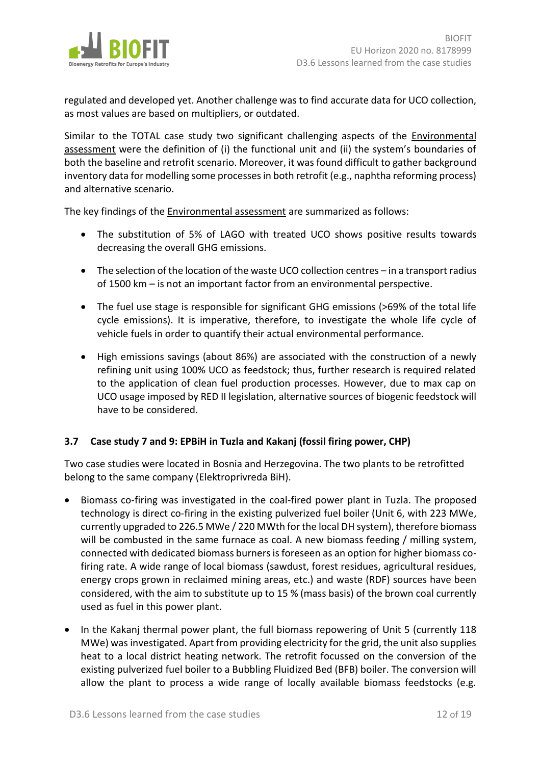regulated and developed yet. Another challenge was to find accurate data for UCO collection, as most values are based on multipliers, or outdated.

Similar to the TOTAL case study two significant challenging aspects of the Environmental assessment were the definition of (i) the functional unit and (ii) the system's boundaries of both the baseline and retrofit scenario. Moreover, it was found difficult to gather background inventory data for modelling some processes in both retrofit (e.g., naphtha reforming process) and alternative scenario.

The key findings of the Environmental assessment are summarized as follows:

- The substitution of 5% of LAGO with treated UCO shows positive results towards decreasing the overall GHG emissions.
- The selection of the location of the waste UCO collection centres – in a transport radius of 1500 km – is not an important factor from an environmental perspective.
- The fuel use stage is responsible for significant GHG emissions (>69% of the total life cycle emissions). It is imperative, therefore, to investigate the whole life cycle of vehicle fuels in order to quantify their actual environmental performance.
- High emissions savings (about 86%) are associated with the construction of a newly refining unit using 100% UCO as feedstock; thus, further research is required related to the application of clean fuel production processes. However, due to max cap on UCO usage imposed by RED II legislation, alternative sources of biogenic feedstock will have to be considered.

### 3.7 Case study 7 and 9: EPBiH in Tuzla and Kakanj (fossil firing power, CHP)

Two case studies were located in Bosnia and Herzegovina. The two plants to be retrofitted belong to the same company (Elektroprivreda BiH).

- Biomass co-firing was investigated in the coal-fired power plant in Tuzla. The proposed technology is direct co-firing in the existing pulverized fuel boiler (Unit 6, with 223 MWe, currently upgraded to 226.5 MWe / 220 MWth for the local DH system), therefore biomass will be combusted in the same furnace as coal. A new biomass feeding / milling system, connected with dedicated biomass burners is foreseen as an option for higher biomass co-firing rate. A wide range of local biomass (sawdust, forest residues, agricultural residues, energy crops grown in reclaimed mining areas, etc.) and waste (RDF) sources have been considered, with the aim to substitute up to 15 % (mass basis) of the brown coal currently used as fuel in this power plant.
- In the Kakanj thermal power plant, the full biomass repowering of Unit 5 (currently 118 MWe) was investigated. Apart from providing electricity for the grid, the unit also supplies heat to a local district heating network. The retrofit focussed on the conversion of the existing pulverized fuel boiler to a Bubbling Fluidized Bed (BFB) boiler. The conversion will allow the plant to process a wide range of locally available biomass feedstocks (e.g.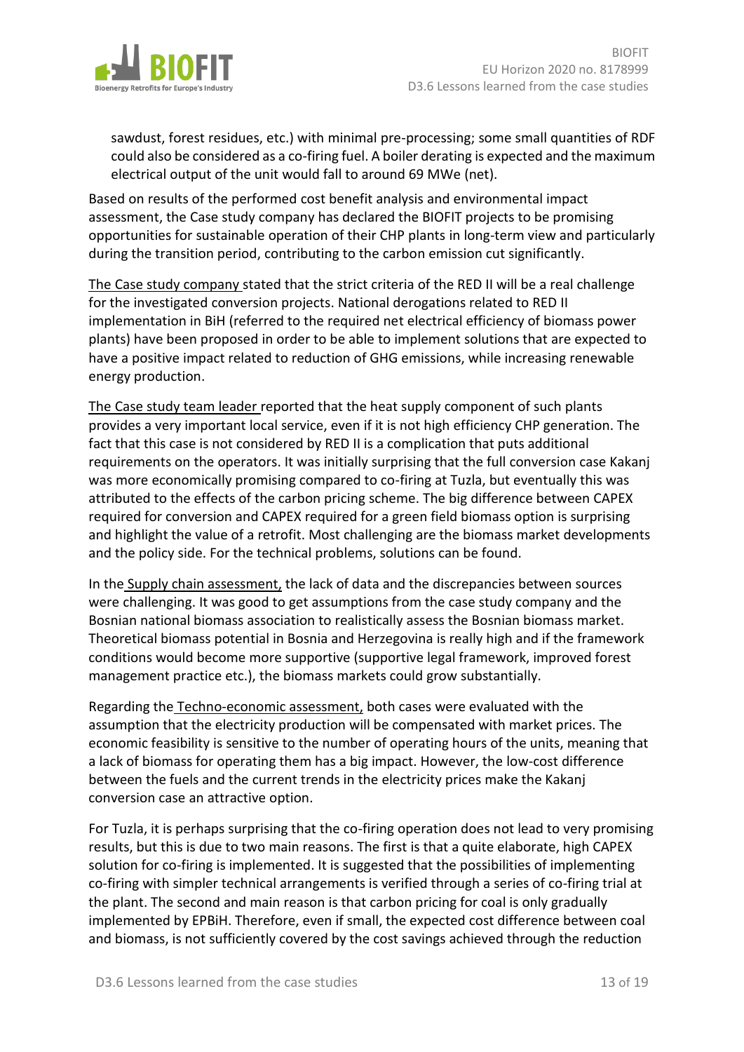sawdust, forest residues, etc.) with minimal pre-processing; some small quantities of RDF could also be considered as a co-firing fuel. A boiler derating is expected and the maximum electrical output of the unit would fall to around 69 MWe (net).

Based on results of the performed cost benefit analysis and environmental impact assessment, the Case study company has declared the BIOFIT projects to be promising opportunities for sustainable operation of their CHP plants in long-term view and particularly during the transition period, contributing to the carbon emission cut significantly.

The Case study company stated that the strict criteria of the RED II will be a real challenge for the investigated conversion projects. National derogations related to RED II implementation in BiH (referred to the required net electrical efficiency of biomass power plants) have been proposed in order to be able to implement solutions that are expected to have a positive impact related to reduction of GHG emissions, while increasing renewable energy production.

The Case study team leader reported that the heat supply component of such plants provides a very important local service, even if it is not high efficiency CHP generation. The fact that this case is not considered by RED II is a complication that puts additional requirements on the operators. It was initially surprising that the full conversion case Kakanj was more economically promising compared to co-firing at Tuzla, but eventually this was attributed to the effects of the carbon pricing scheme. The big difference between CAPEX required for conversion and CAPEX required for a green field biomass option is surprising and highlight the value of a retrofit. Most challenging are the biomass market developments and the policy side. For the technical problems, solutions can be found.

In the Supply chain assessment, the lack of data and the discrepancies between sources were challenging. It was good to get assumptions from the case study company and the Bosnian national biomass association to realistically assess the Bosnian biomass market. Theoretical biomass potential in Bosnia and Herzegovina is really high and if the framework conditions would become more supportive (supportive legal framework, improved forest management practice etc.), the biomass markets could grow substantially.

Regarding the Techno-economic assessment, both cases were evaluated with the assumption that the electricity production will be compensated with market prices. The economic feasibility is sensitive to the number of operating hours of the units, meaning that a lack of biomass for operating them has a big impact. However, the low-cost difference between the fuels and the current trends in the electricity prices make the Kakanj conversion case an attractive option.

For Tuzla, it is perhaps surprising that the co-firing operation does not lead to very promising results, but this is due to two main reasons. The first is that a quite elaborate, high CAPEX solution for co-firing is implemented. It is suggested that the possibilities of implementing co-firing with simpler technical arrangements is verified through a series of co-firing trial at the plant. The second and main reason is that carbon pricing for coal is only gradually implemented by EPBiH. Therefore, even if small, the expected cost difference between coal and biomass, is not sufficiently covered by the cost savings achieved through the reduction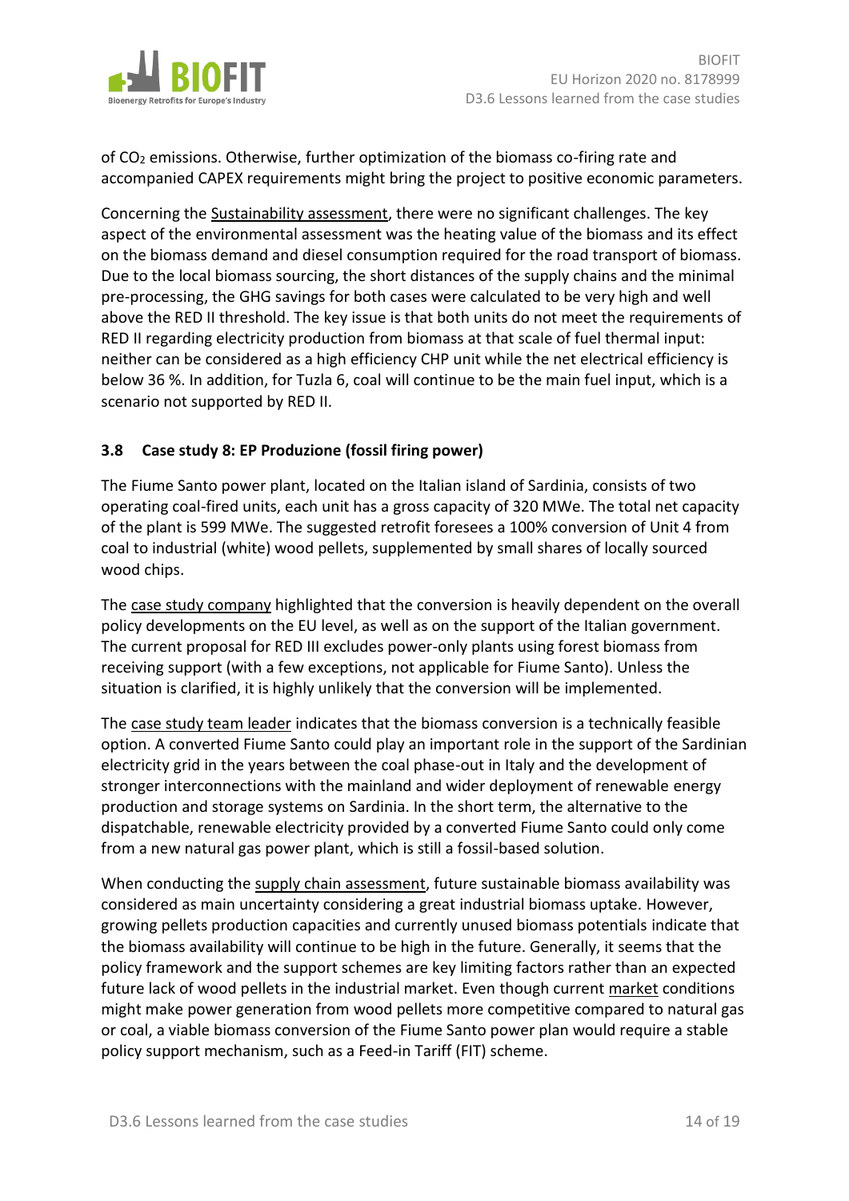of $CO_2$ emissions. Otherwise, further optimization of the biomass co-firing rate and accompanied CAPEX requirements might bring the project to positive economic parameters.

Concerning the Sustainability assessment, there were no significant challenges. The key aspect of the environmental assessment was the heating value of the biomass and its effect on the biomass demand and diesel consumption required for the road transport of biomass. Due to the local biomass sourcing, the short distances of the supply chains and the minimal pre-processing, the GHG savings for both cases were calculated to be very high and well above the RED II threshold. The key issue is that both units do not meet the requirements of RED II regarding electricity production from biomass at that scale of fuel thermal input: neither can be considered as a high efficiency CHP unit while the net electrical efficiency is below 36 %. In addition, for Tuzla 6, coal will continue to be the main fuel input, which is a scenario not supported by RED II.

### 3.8 Case study 8: EP Produzione (fossil firing power)

The Fiume Santo power plant, located on the Italian island of Sardinia, consists of two operating coal-fired units, each unit has a gross capacity of 320 MWe. The total net capacity of the plant is 599 MWe. The suggested retrofit foresees a 100% conversion of Unit 4 from coal to industrial (white) wood pellets, supplemented by small shares of locally sourced wood chips.

The case study company highlighted that the conversion is heavily dependent on the overall policy developments on the EU level, as well as on the support of the Italian government. The current proposal for RED III excludes power-only plants using forest biomass from receiving support (with a few exceptions, not applicable for Fiume Santo). Unless the situation is clarified, it is highly unlikely that the conversion will be implemented.

The case study team leader indicates that the biomass conversion is a technically feasible option. A converted Fiume Santo could play an important role in the support of the Sardinian electricity grid in the years between the coal phase-out in Italy and the development of stronger interconnections with the mainland and wider deployment of renewable energy production and storage systems on Sardinia. In the short term, the alternative to the dispatchable, renewable electricity provided by a converted Fiume Santo could only come from a new natural gas power plant, which is still a fossil-based solution.

When conducting the supply chain assessment, future sustainable biomass availability was considered as main uncertainty considering a great industrial biomass uptake. However, growing pellets production capacities and currently unused biomass potentials indicate that the biomass availability will continue to be high in the future. Generally, it seems that the policy framework and the support schemes are key limiting factors rather than an expected future lack of wood pellets in the industrial market. Even though current market conditions might make power generation from wood pellets more competitive compared to natural gas or coal, a viable biomass conversion of the Fiume Santo power plan would require a stable policy support mechanism, such as a Feed-in Tariff (FIT) scheme.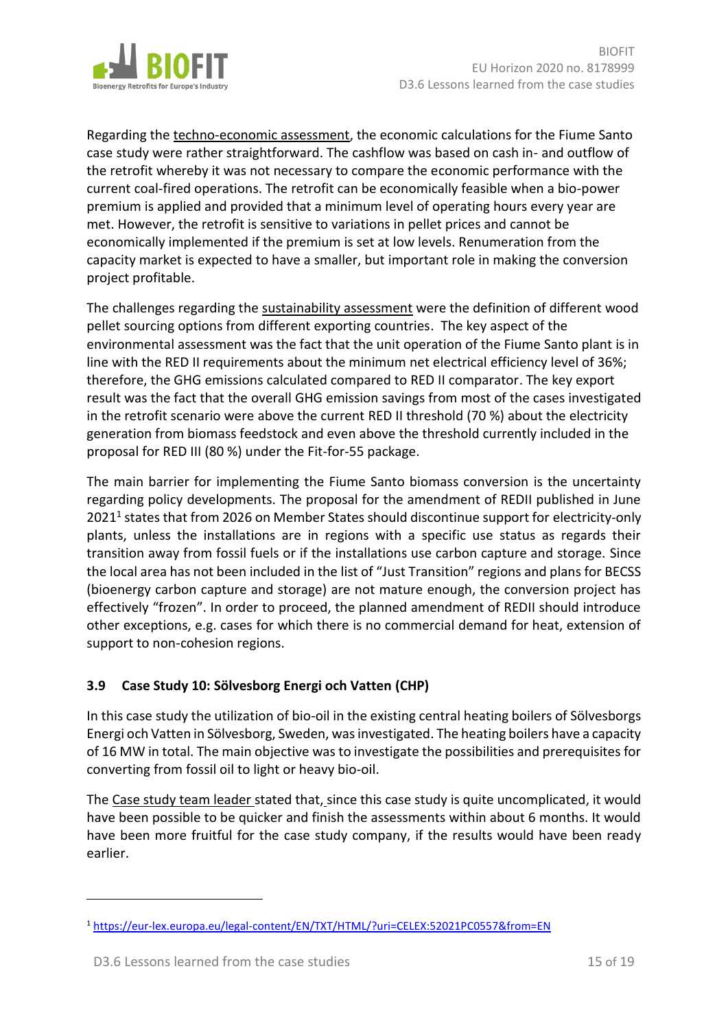Regarding the techno-economic assessment, the economic calculations for the Fiume Santo case study were rather straightforward. The cashflow was based on cash in- and outflow of the retrofit whereby it was not necessary to compare the economic performance with the current coal-fired operations. The retrofit can be economically feasible when a bio-power premium is applied and provided that a minimum level of operating hours every year are met. However, the retrofit is sensitive to variations in pellet prices and cannot be economically implemented if the premium is set at low levels. Renumeration from the capacity market is expected to have a smaller, but important role in making the conversion project profitable.

The challenges regarding the sustainability assessment were the definition of different wood pellet sourcing options from different exporting countries. The key aspect of the environmental assessment was the fact that the unit operation of the Fiume Santo plant is in line with the RED II requirements about the minimum net electrical efficiency level of 36%; therefore, the GHG emissions calculated compared to RED II comparator. The key export result was the fact that the overall GHG emission savings from most of the cases investigated in the retrofit scenario were above the current RED II threshold (70 %) about the electricity generation from biomass feedstock and even above the threshold currently included in the proposal for RED III (80 %) under the Fit-for-55 package.

The main barrier for implementing the Fiume Santo biomass conversion is the uncertainty regarding policy developments. The proposal for the amendment of REDII published in June 2021[1] states that from 2026 on Member States should discontinue support for electricity-only plants, unless the installations are in regions with a specific use status as regards their transition away from fossil fuels or if the installations use carbon capture and storage. Since the local area has not been included in the list of "Just Transition" regions and plans for BECSS (bioenergy carbon capture and storage) are not mature enough, the conversion project has effectively "frozen". In order to proceed, the planned amendment of REDII should introduce other exceptions, e.g. cases for which there is no commercial demand for heat, extension of support to non-cohesion regions.

### 3.9 Case Study 10: Sölvesborg Energi och Vatten (CHP)

In this case study the utilization of bio-oil in the existing central heating boilers of Sölvesborgs Energi och Vatten in Sölvesborg, Sweden, was investigated. The heating boilers have a capacity of 16 MW in total. The main objective was to investigate the possibilities and prerequisites for converting from fossil oil to light or heavy bio-oil.

The Case study team leader stated that, since this case study is quite uncomplicated, it would have been possible to be quicker and finish the assessments within about 6 months. It would have been more fruitful for the case study company, if the results would have been ready earlier.

---

[1] https://eur-lex.europa.eu/legal-content/EN/TXT/HTML/?uri=CELEX:52021PC0557&from=EN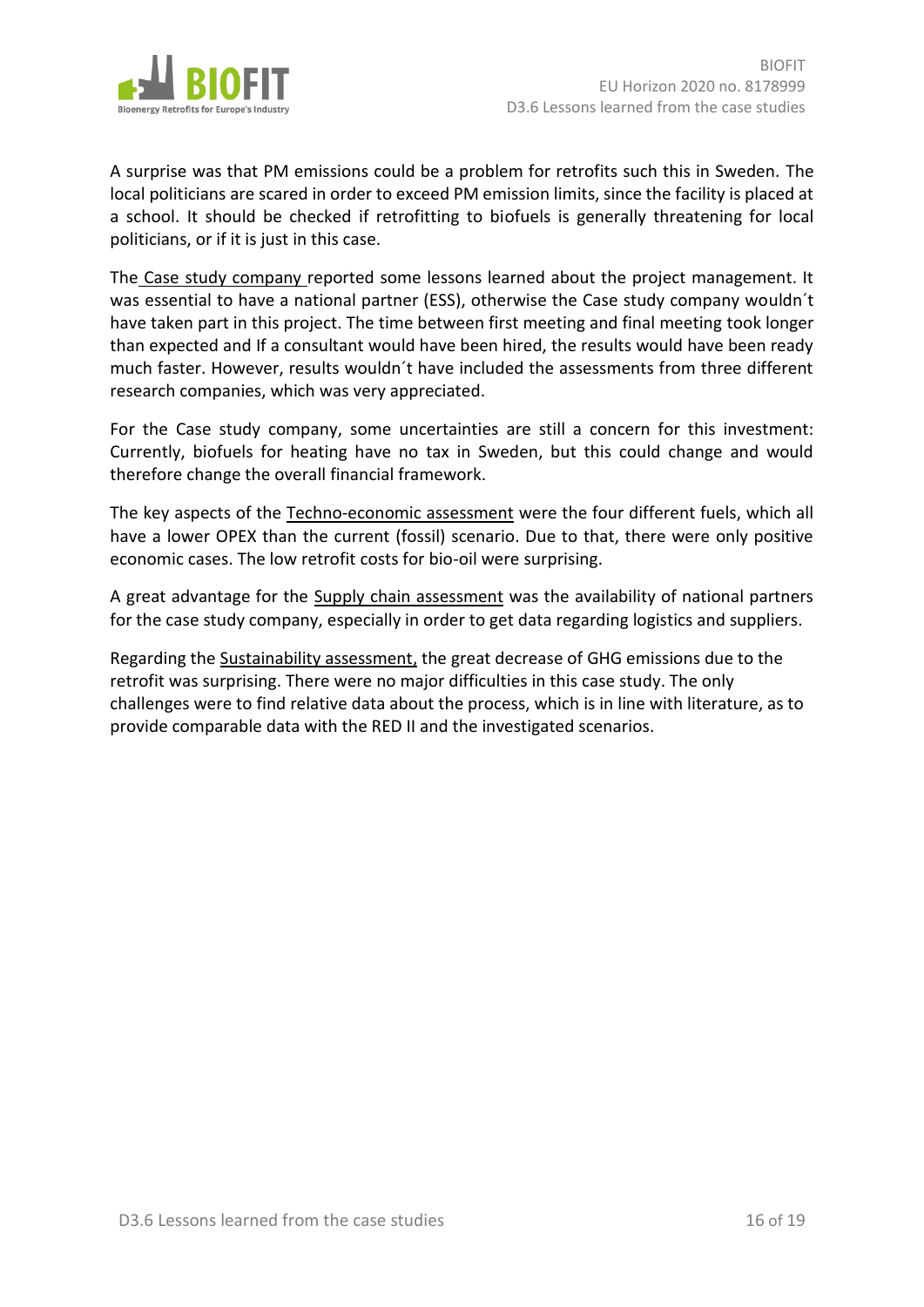A surprise was that PM emissions could be a problem for retrofits such this in Sweden. The local politicians are scared in order to exceed PM emission limits, since the facility is placed at a school. It should be checked if retrofitting to biofuels is generally threatening for local politicians, or if it is just in this case.

The Case study company reported some lessons learned about the project management. It was essential to have a national partner (ESS), otherwise the Case study company wouldn´t have taken part in this project. The time between first meeting and final meeting took longer than expected and If a consultant would have been hired, the results would have been ready much faster. However, results wouldn´t have included the assessments from three different research companies, which was very appreciated.

For the Case study company, some uncertainties are still a concern for this investment: Currently, biofuels for heating have no tax in Sweden, but this could change and would therefore change the overall financial framework.

The key aspects of the Techno-economic assessment were the four different fuels, which all have a lower OPEX than the current (fossil) scenario. Due to that, there were only positive economic cases. The low retrofit costs for bio-oil were surprising.

A great advantage for the Supply chain assessment was the availability of national partners for the case study company, especially in order to get data regarding logistics and suppliers.

Regarding the Sustainability assessment, the great decrease of GHG emissions due to the retrofit was surprising. There were no major difficulties in this case study. The only challenges were to find relative data about the process, which is in line with literature, as to provide comparable data with the RED II and the investigated scenarios.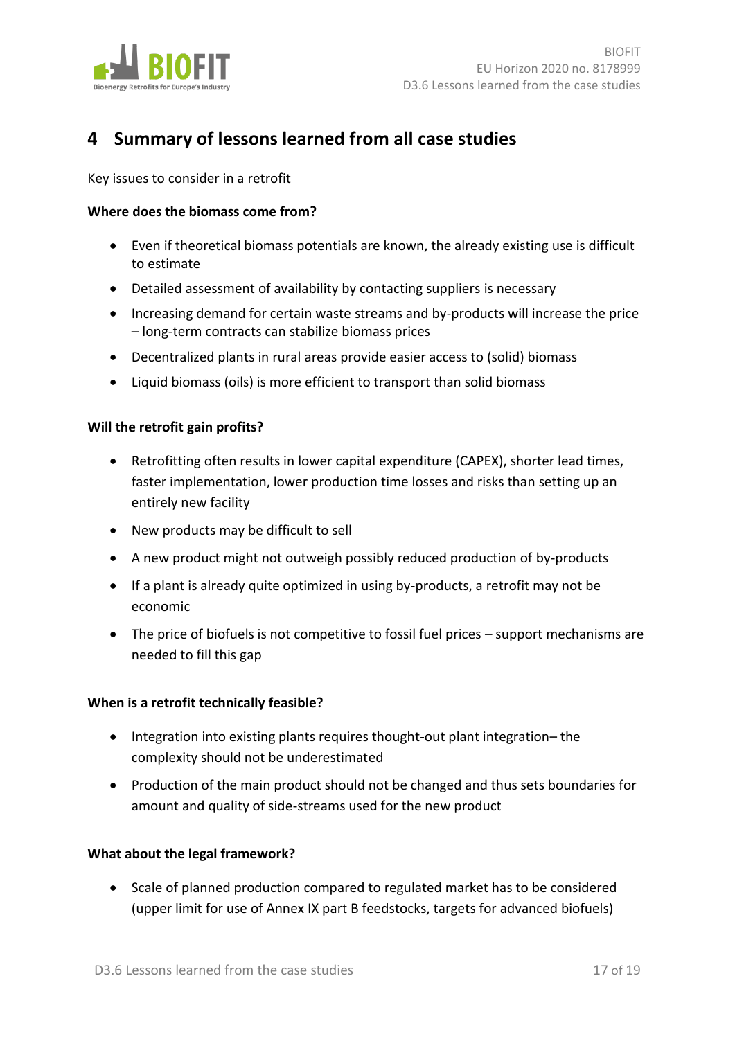# 4 Summary of lessons learned from all case studies

Key issues to consider in a retrofit

**Where does the biomass come from?**

- Even if theoretical biomass potentials are known, the already existing use is difficult to estimate
- Detailed assessment of availability by contacting suppliers is necessary
- Increasing demand for certain waste streams and by-products will increase the price – long-term contracts can stabilize biomass prices
- Decentralized plants in rural areas provide easier access to (solid) biomass
- Liquid biomass (oils) is more efficient to transport than solid biomass

**Will the retrofit gain profits?**

- Retrofitting often results in lower capital expenditure (CAPEX), shorter lead times, faster implementation, lower production time losses and risks than setting up an entirely new facility
- New products may be difficult to sell
- A new product might not outweigh possibly reduced production of by-products
- If a plant is already quite optimized in using by-products, a retrofit may not be economic
- The price of biofuels is not competitive to fossil fuel prices – support mechanisms are needed to fill this gap

**When is a retrofit technically feasible?**

- Integration into existing plants requires thought-out plant integration– the complexity should not be underestimated
- Production of the main product should not be changed and thus sets boundaries for amount and quality of side-streams used for the new product

**What about the legal framework?**

- Scale of planned production compared to regulated market has to be considered (upper limit for use of Annex IX part B feedstocks, targets for advanced biofuels)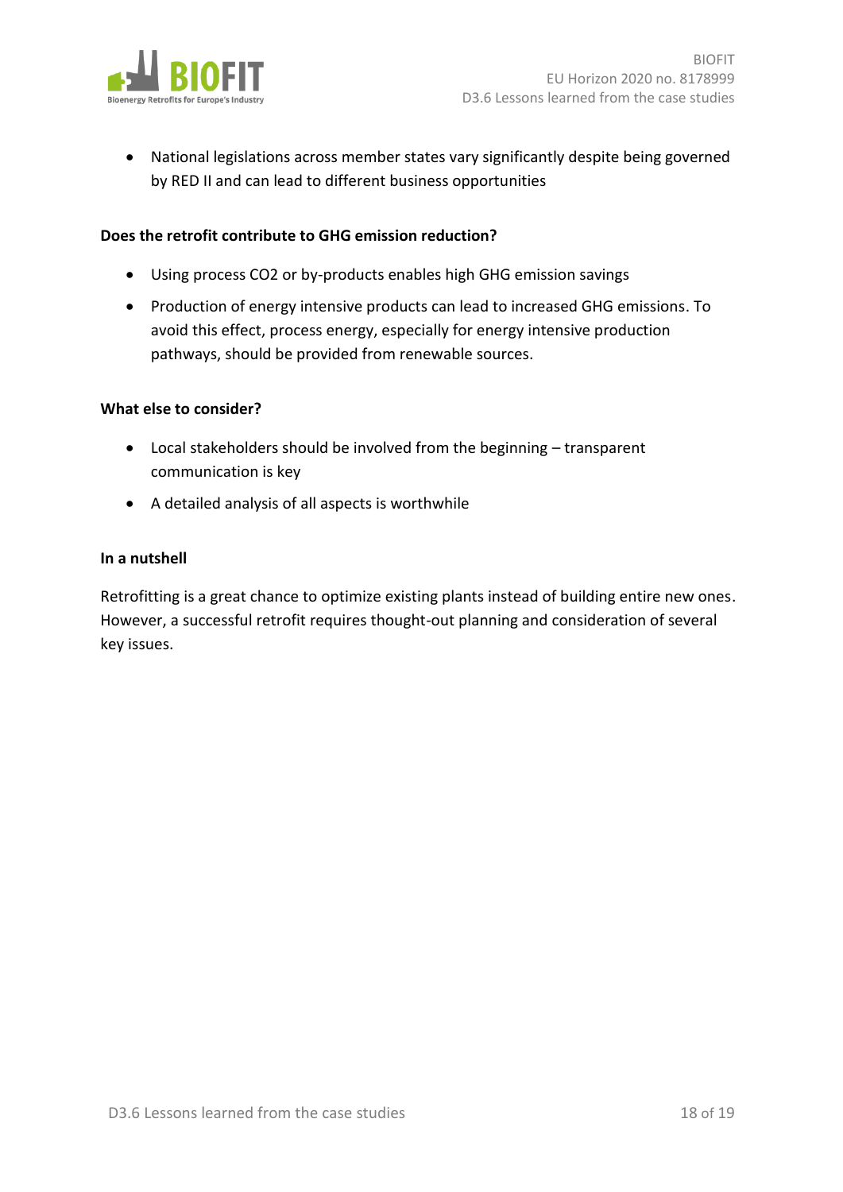- National legislations across member states vary significantly despite being governed by RED II and can lead to different business opportunities

**Does the retrofit contribute to GHG emission reduction?**

- Using process $CO_2$ or by-products enables high GHG emission savings
- Production of energy intensive products can lead to increased GHG emissions. To avoid this effect, process energy, especially for energy intensive production pathways, should be provided from renewable sources.

**What else to consider?**

- Local stakeholders should be involved from the beginning – transparent communication is key
- A detailed analysis of all aspects is worthwhile

**In a nutshell**

Retrofitting is a great chance to optimize existing plants instead of building entire new ones. However, a successful retrofit requires thought-out planning and consideration of several key issues.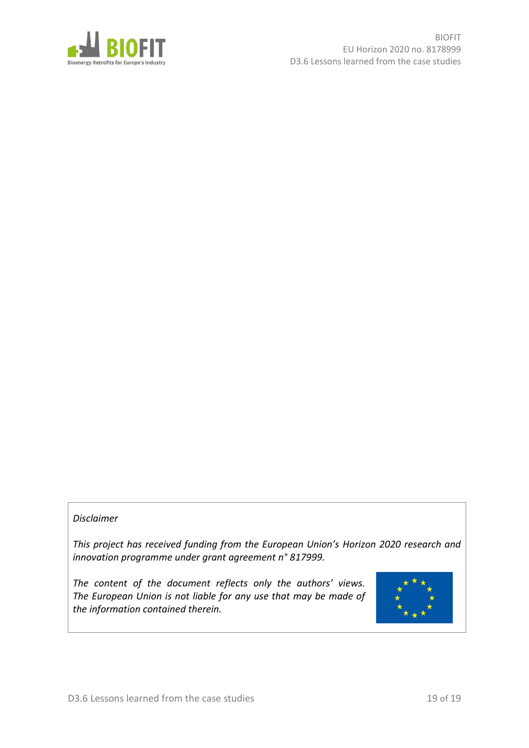*Disclaimer*

*This project has received funding from the European Union's Horizon 2020 research and innovation programme under grant agreement n° 817999.*

*The content of the document reflects only the authors' views. The European Union is not liable for any use that may be made of the information contained therein.*